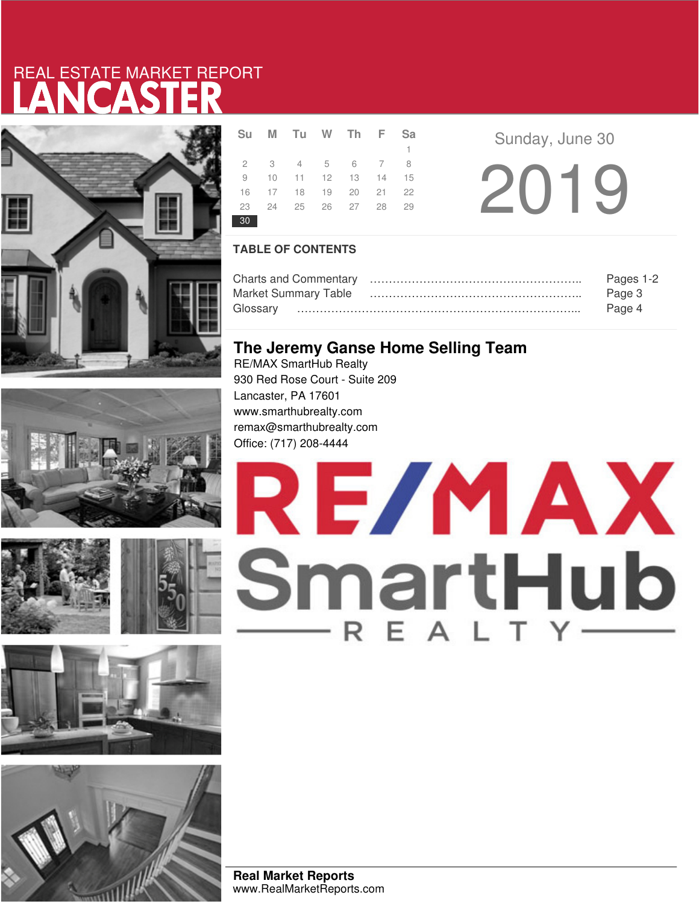# REAL ESTATE MARKET REPORT LANCASTER

| Su | M | Tu | W | Th | F | Sa |
|---|---|---|---|---|---|---|
| | | | | | | 1 |
| 2 | 3 | 4 | 5 | 6 | 7 | 8 |
| 9 | 10 | 11 | 12 | 13 | 14 | 15 |
| 16 | 17 | 18 | 19 | 20 | 21 | 22 |
| 23 | 24 | 25 | 26 | 27 | 28 | 29 |
| 30 | | | | | | |

Sunday, June 30

2019

## TABLE OF CONTENTS

| | |
|---|---|
| Charts and Commentary | Pages 1-2 |
| Market Summary Table | Page 3 |
| Glossary | Page 4 |

## The Jeremy Ganse Home Selling Team

RE/MAX SmartHub Realty
930 Red Rose Court - Suite 209
Lancaster, PA 17601
www.smarthubrealty.com
remax@smarthubrealty.com
Office: (717) 208-4444

RE/MAX SmartHub REALTY

**Real Market Reports**
www.RealMarketReports.com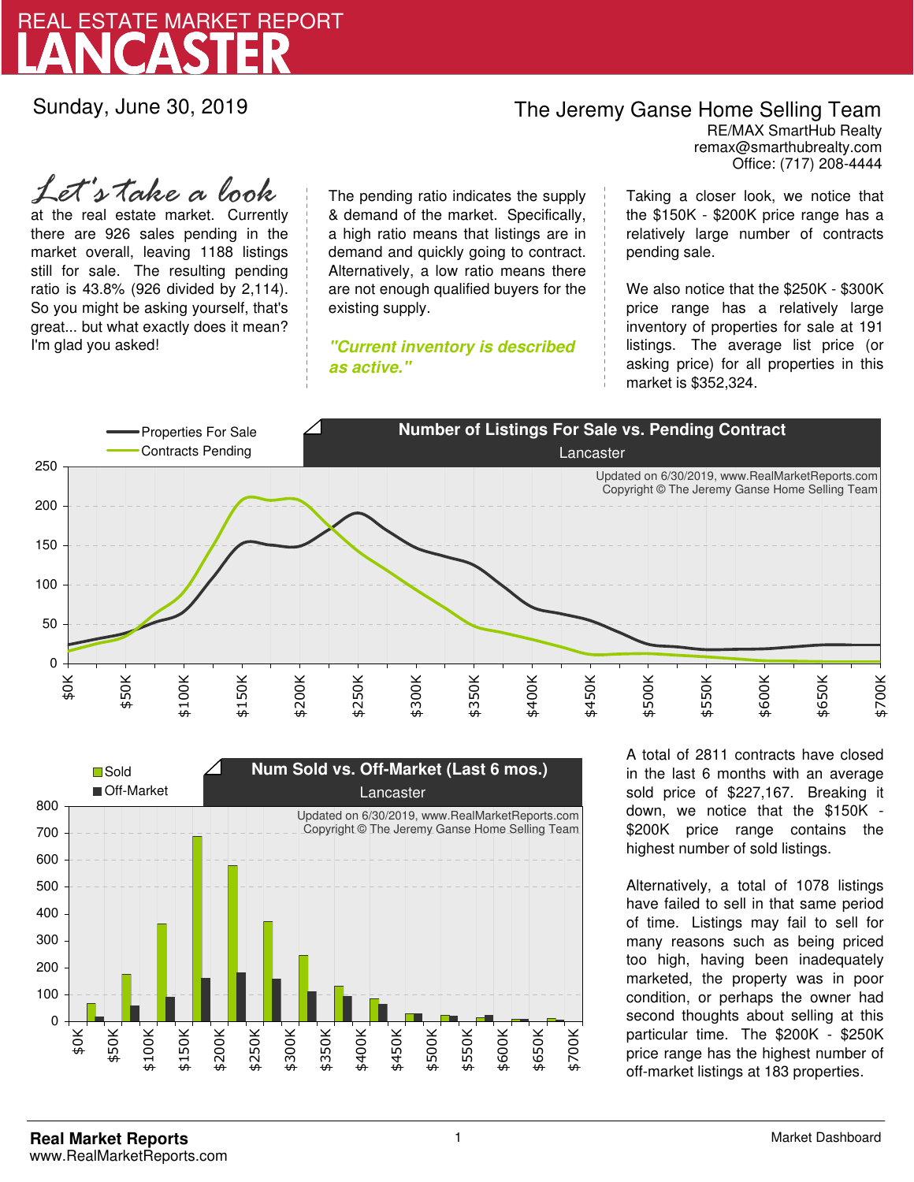# REAL ESTATE MARKET REPORT
# LANCASTER

Sunday, June 30, 2019

## The Jeremy Ganse Home Selling Team

RE/MAX SmartHub Realty
remax@smarthubrealty.com
Office: (717) 208-4444

*Let's take a look* at the real estate market. Currently there are 926 sales pending in the market overall, leaving 1188 listings still for sale. The resulting pending ratio is 43.8% (926 divided by 2,114). So you might be asking yourself, that's great... but what exactly does it mean? I'm glad you asked!

The pending ratio indicates the supply & demand of the market. Specifically, a high ratio means that listings are in demand and quickly going to contract. Alternatively, a low ratio means there are not enough qualified buyers for the existing supply.

***"Current inventory is described as active."***

Taking a closer look, we notice that the $150K - $200K price range has a relatively large number of contracts pending sale.

We also notice that the $250K - $300K price range has a relatively large inventory of properties for sale at 191 listings. The average list price (or asking price) for all properties in this market is $352,324.

**Number of Listings For Sale vs. Pending Contract**
Lancaster

Properties For Sale
Contracts Pending

Updated on 6/30/2019, www.RealMarketReports.com
Copyright © The Jeremy Ganse Home Selling Team

**Num Sold vs. Off-Market (Last 6 mos.)**
Lancaster

Sold
Off-Market

Updated on 6/30/2019, www.RealMarketReports.com
Copyright © The Jeremy Ganse Home Selling Team

A total of 2811 contracts have closed in the last 6 months with an average sold price of $227,167. Breaking it down, we notice that the $150K - $200K price range contains the highest number of sold listings.

Alternatively, a total of 1078 listings have failed to sell in that same period of time. Listings may fail to sell for many reasons such as being priced too high, having been inadequately marketed, the property was in poor condition, or perhaps the owner had second thoughts about selling at this particular time. The $200K - $250K price range has the highest number of off-market listings at 183 properties.

**Real Market Reports**
www.RealMarketReports.com

Market Dashboard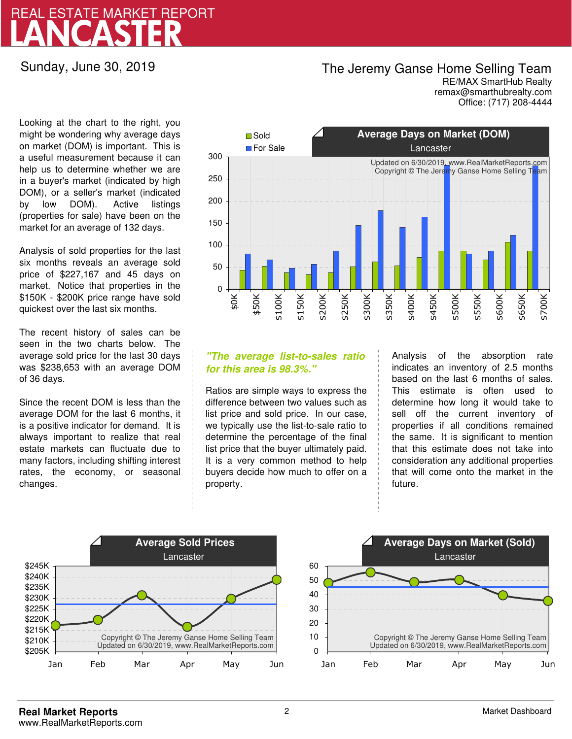# REAL ESTATE MARKET REPORT
# LANCASTER

Sunday, June 30, 2019

**The Jeremy Ganse Home Selling Team**
RE/MAX SmartHub Realty
remax@smarthubrealty.com
Office: (717) 208-4444

Looking at the chart to the right, you might be wondering why average days on market (DOM) is important. This is a useful measurement because it can help us to determine whether we are in a buyer's market (indicated by high DOM), or a seller's market (indicated by low DOM). Active listings (properties for sale) have been on the market for an average of 132 days.

Analysis of sold properties for the last six months reveals an average sold price of $227,167 and 45 days on market. Notice that properties in the $150K - $200K price range have sold quickest over the last six months.

The recent history of sales can be seen in the two charts below. The average sold price for the last 30 days was $238,653 with an average DOM of 36 days.

Since the recent DOM is less than the average DOM for the last 6 months, it is a positive indicator for demand. It is always important to realize that real estate markets can fluctuate due to many factors, including shifting interest rates, the economy, or seasonal changes.

**Average Days on Market (DOM)** — Lancaster

Updated on 6/30/2019, www.RealMarketReports.com
Copyright © The Jeremy Ganse Home Selling Team

*"The average list-to-sales ratio for this area is 98.3%."*

Ratios are simple ways to express the difference between two values such as list price and sold price. In our case, we typically use the list-to-sale ratio to determine the percentage of the final list price that the buyer ultimately paid. It is a very common method to help buyers decide how much to offer on a property.

Analysis of the absorption rate indicates an inventory of 2.5 months based on the last 6 months of sales. This estimate is often used to determine how long it would take to sell off the current inventory of properties if all conditions remained the same. It is significant to mention that this estimate does not take into consideration any additional properties that will come onto the market in the future.

**Average Sold Prices** — Lancaster

Copyright © The Jeremy Ganse Home Selling Team
Updated on 6/30/2019, www.RealMarketReports.com

**Average Days on Market (Sold)** — Lancaster

Copyright © The Jeremy Ganse Home Selling Team
Updated on 6/30/2019, www.RealMarketReports.com

**Real Market Reports**
www.RealMarketReports.com

Market Dashboard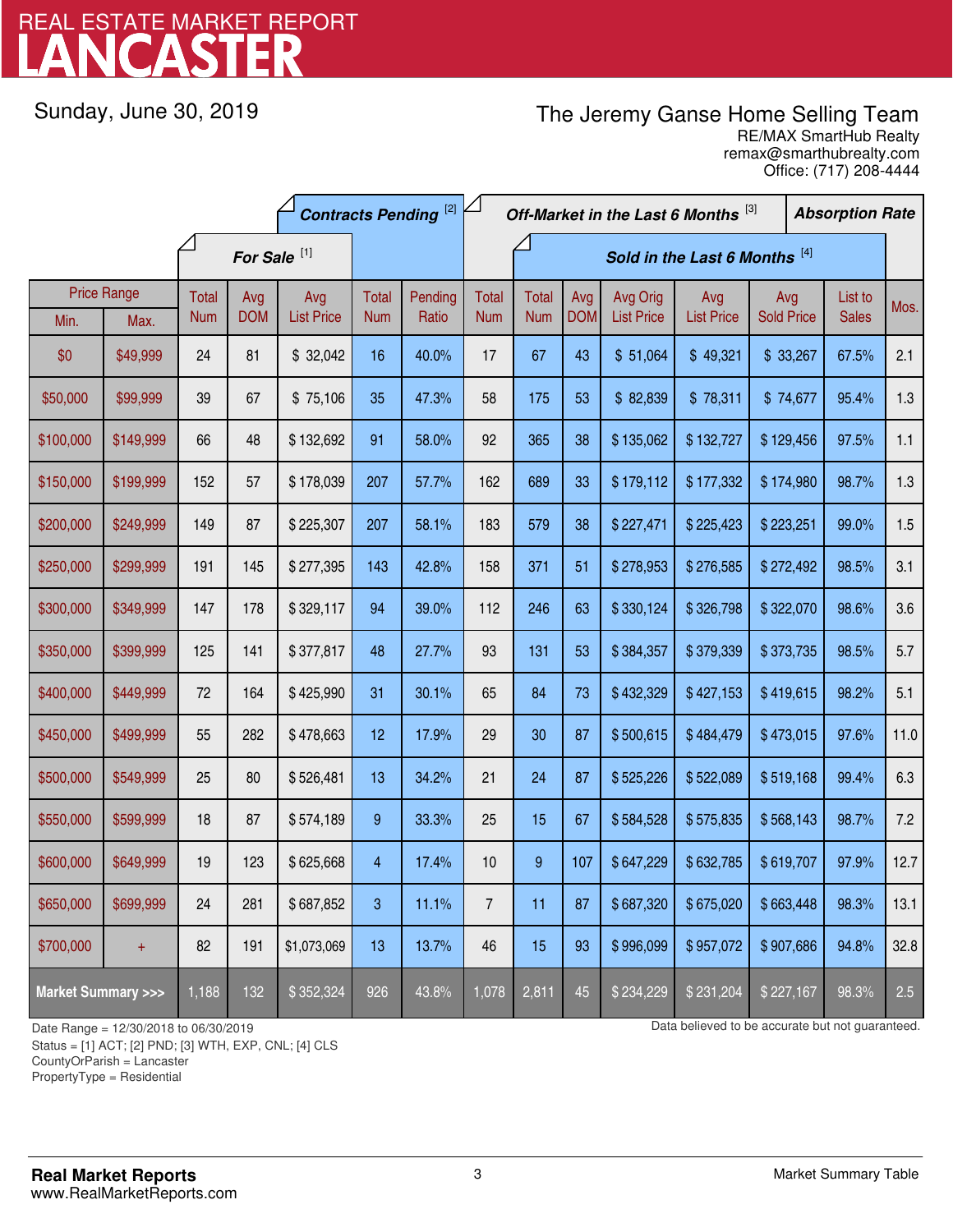# REAL ESTATE MARKET REPORT
# LANCASTER

Sunday, June 30, 2019

**The Jeremy Ganse Home Selling Team**
RE/MAX SmartHub Realty
remax@smarthubrealty.com
Office: (717) 208-4444

| Price Range | | For Sale [1] | | | Contracts Pending [2] | | Off-Market in the Last 6 Months [3] | Sold in the Last 6 Months [4] | | | | | | Absorption Rate |
|---|---|---|---|---|---|---|---|---|---|---|---|---|---|---|
| Min. | Max. | Total Num | Avg DOM | Avg List Price | Total Num | Pending Ratio | Total Num | Total Num | Avg DOM | Avg Orig List Price | Avg List Price | Avg Sold Price | List to Sales | Mos. |
| $0 | $49,999 | 24 | 81 | $ 32,042 | 16 | 40.0% | 17 | 67 | 43 | $ 51,064 | $ 49,321 | $ 33,267 | 67.5% | 2.1 |
| $50,000 | $99,999 | 39 | 67 | $ 75,106 | 35 | 47.3% | 58 | 175 | 53 | $ 82,839 | $ 78,311 | $ 74,677 | 95.4% | 1.3 |
| $100,000 | $149,999 | 66 | 48 | $ 132,692 | 91 | 58.0% | 92 | 365 | 38 | $ 135,062 | $ 132,727 | $ 129,456 | 97.5% | 1.1 |
| $150,000 | $199,999 | 152 | 57 | $ 178,039 | 207 | 57.7% | 162 | 689 | 33 | $ 179,112 | $ 177,332 | $ 174,980 | 98.7% | 1.3 |
| $200,000 | $249,999 | 149 | 87 | $ 225,307 | 207 | 58.1% | 183 | 579 | 38 | $ 227,471 | $ 225,423 | $ 223,251 | 99.0% | 1.5 |
| $250,000 | $299,999 | 191 | 145 | $ 277,395 | 143 | 42.8% | 158 | 371 | 51 | $ 278,953 | $ 276,585 | $ 272,492 | 98.5% | 3.1 |
| $300,000 | $349,999 | 147 | 178 | $ 329,117 | 94 | 39.0% | 112 | 246 | 63 | $ 330,124 | $ 326,798 | $ 322,070 | 98.6% | 3.6 |
| $350,000 | $399,999 | 125 | 141 | $ 377,817 | 48 | 27.7% | 93 | 131 | 53 | $ 384,357 | $ 379,339 | $ 373,735 | 98.5% | 5.7 |
| $400,000 | $449,999 | 72 | 164 | $ 425,990 | 31 | 30.1% | 65 | 84 | 73 | $ 432,329 | $ 427,153 | $ 419,615 | 98.2% | 5.1 |
| $450,000 | $499,999 | 55 | 282 | $ 478,663 | 12 | 17.9% | 29 | 30 | 87 | $ 500,615 | $ 484,479 | $ 473,015 | 97.6% | 11.0 |
| $500,000 | $549,999 | 25 | 80 | $ 526,481 | 13 | 34.2% | 21 | 24 | 87 | $ 525,226 | $ 522,089 | $ 519,168 | 99.4% | 6.3 |
| $550,000 | $599,999 | 18 | 87 | $ 574,189 | 9 | 33.3% | 25 | 15 | 67 | $ 584,528 | $ 575,835 | $ 568,143 | 98.7% | 7.2 |
| $600,000 | $649,999 | 19 | 123 | $ 625,668 | 4 | 17.4% | 10 | 9 | 107 | $ 647,229 | $ 632,785 | $ 619,707 | 97.9% | 12.7 |
| $650,000 | $699,999 | 24 | 281 | $ 687,852 | 3 | 11.1% | 7 | 11 | 87 | $ 687,320 | $ 675,020 | $ 663,448 | 98.3% | 13.1 |
| $700,000 | + | 82 | 191 | $1,073,069 | 13 | 13.7% | 46 | 15 | 93 | $ 996,099 | $ 957,072 | $ 907,686 | 94.8% | 32.8 |
| **Market Summary >>>** | | 1,188 | 132 | $ 352,324 | 926 | 43.8% | 1,078 | 2,811 | 45 | $ 234,229 | $ 231,204 | $ 227,167 | 98.3% | 2.5 |

Date Range = 12/30/2018 to 06/30/2019
Status = [1] ACT; [2] PND; [3] WTH, EXP, CNL; [4] CLS
CountyOrParish = Lancaster
PropertyType = Residential

Data believed to be accurate but not guaranteed.

**Real Market Reports**
www.RealMarketReports.com

Market Summary Table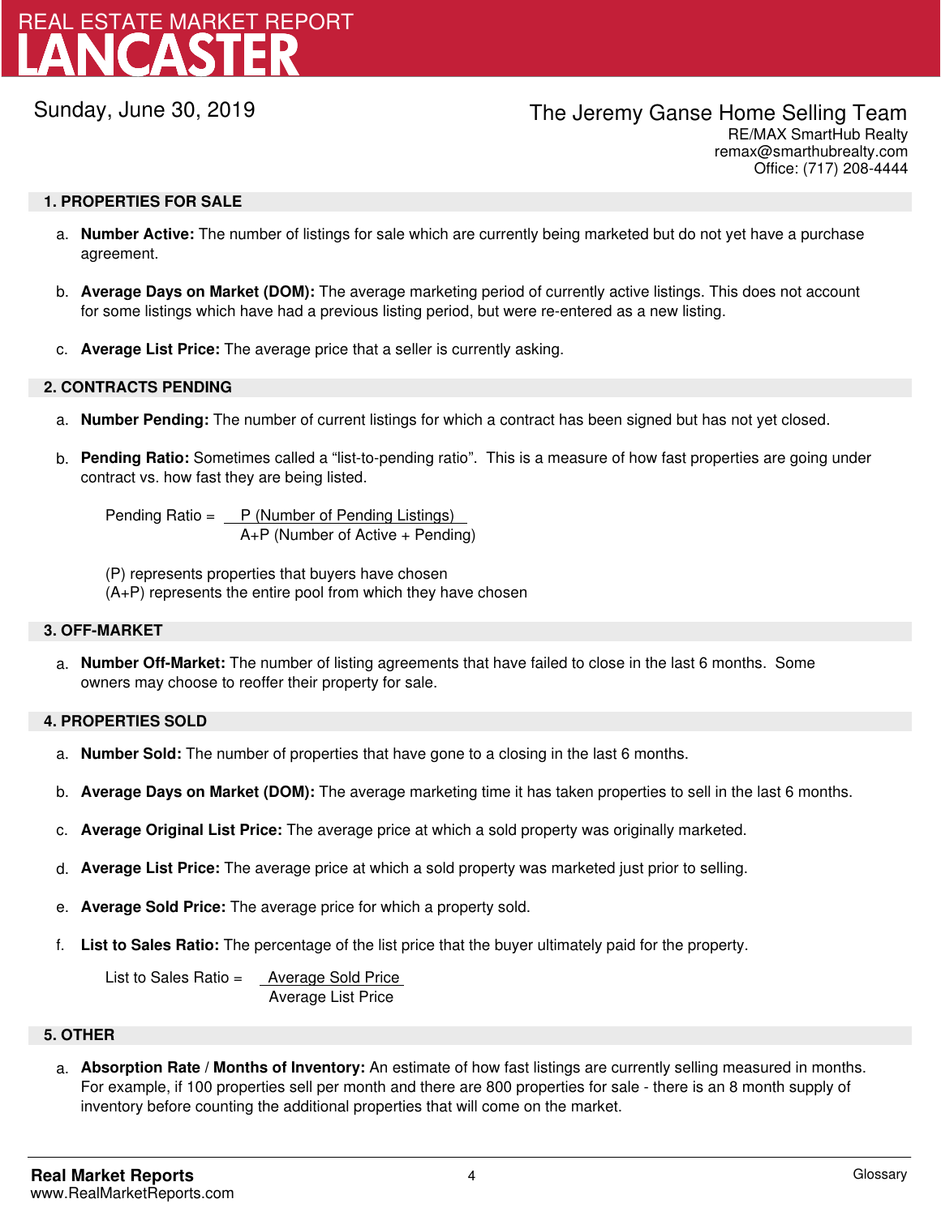# LANCASTER

REAL ESTATE MARKET REPORT

Sunday, June 30, 2019

**The Jeremy Ganse Home Selling Team**
RE/MAX SmartHub Realty
remax@smarthubrealty.com
Office: (717) 208-4444

## 1. PROPERTIES FOR SALE

a. **Number Active:** The number of listings for sale which are currently being marketed but do not yet have a purchase agreement.

b. **Average Days on Market (DOM):** The average marketing period of currently active listings. This does not account for some listings which have had a previous listing period, but were re-entered as a new listing.

c. **Average List Price:** The average price that a seller is currently asking.

## 2. CONTRACTS PENDING

a. **Number Pending:** The number of current listings for which a contract has been signed but has not yet closed.

b. **Pending Ratio:** Sometimes called a "list-to-pending ratio". This is a measure of how fast properties are going under contract vs. how fast they are being listed.

$$\text{Pending Ratio} = \frac{\text{P (Number of Pending Listings)}}{\text{A+P (Number of Active + Pending)}}$$

(P) represents properties that buyers have chosen
(A+P) represents the entire pool from which they have chosen

## 3. OFF-MARKET

a. **Number Off-Market:** The number of listing agreements that have failed to close in the last 6 months. Some owners may choose to reoffer their property for sale.

## 4. PROPERTIES SOLD

a. **Number Sold:** The number of properties that have gone to a closing in the last 6 months.

b. **Average Days on Market (DOM):** The average marketing time it has taken properties to sell in the last 6 months.

c. **Average Original List Price:** The average price at which a sold property was originally marketed.

d. **Average List Price:** The average price at which a sold property was marketed just prior to selling.

e. **Average Sold Price:** The average price for which a property sold.

f. **List to Sales Ratio:** The percentage of the list price that the buyer ultimately paid for the property.

$$\text{List to Sales Ratio} = \frac{\text{Average Sold Price}}{\text{Average List Price}}$$

## 5. OTHER

a. **Absorption Rate / Months of Inventory:** An estimate of how fast listings are currently selling measured in months. For example, if 100 properties sell per month and there are 800 properties for sale - there is an 8 month supply of inventory before counting the additional properties that will come on the market.